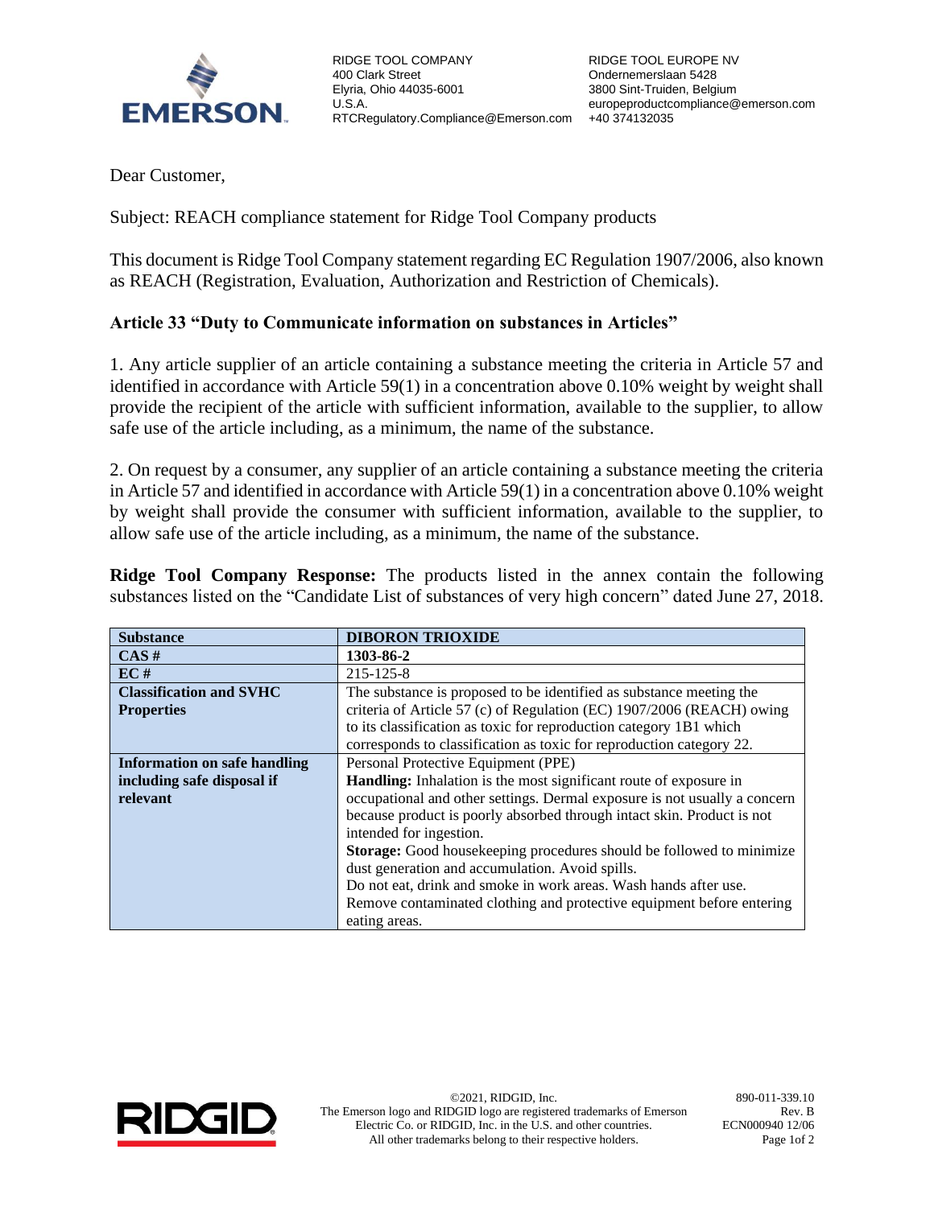RIDGE TOOL COMPANY
400 Clark Street
Elyria, Ohio 44035-6001
U.S.A.
RTCRegulatory.Compliance@Emerson.com

RIDGE TOOL EUROPE NV
Ondernemerslaan 5428
3800 Sint-Truiden, Belgium
europeproductcompliance@emerson.com
+40 374132035

Dear Customer,

Subject: REACH compliance statement for Ridge Tool Company products

This document is Ridge Tool Company statement regarding EC Regulation 1907/2006, also known as REACH (Registration, Evaluation, Authorization and Restriction of Chemicals).

### Article 33 "Duty to Communicate information on substances in Articles"

1. Any article supplier of an article containing a substance meeting the criteria in Article 57 and identified in accordance with Article 59(1) in a concentration above 0.10% weight by weight shall provide the recipient of the article with sufficient information, available to the supplier, to allow safe use of the article including, as a minimum, the name of the substance.

2. On request by a consumer, any supplier of an article containing a substance meeting the criteria in Article 57 and identified in accordance with Article 59(1) in a concentration above 0.10% weight by weight shall provide the consumer with sufficient information, available to the supplier, to allow safe use of the article including, as a minimum, the name of the substance.

**Ridge Tool Company Response:** The products listed in the annex contain the following substances listed on the "Candidate List of substances of very high concern" dated June 27, 2018.

| **Substance** | **DIBORON TRIOXIDE** |
|---|---|
| **CAS #** | **1303-86-2** |
| **EC #** | 215-125-8 |
| **Classification and SVHC Properties** | The substance is proposed to be identified as substance meeting the criteria of Article 57 (c) of Regulation (EC) 1907/2006 (REACH) owing to its classification as toxic for reproduction category 1B1 which corresponds to classification as toxic for reproduction category 22. |
| **Information on safe handling including safe disposal if relevant** | Personal Protective Equipment (PPE)<br>**Handling:** Inhalation is the most significant route of exposure in occupational and other settings. Dermal exposure is not usually a concern because product is poorly absorbed through intact skin. Product is not intended for ingestion.<br>**Storage:** Good housekeeping procedures should be followed to minimize dust generation and accumulation. Avoid spills.<br>Do not eat, drink and smoke in work areas. Wash hands after use.<br>Remove contaminated clothing and protective equipment before entering eating areas. |

©2021, RIDGID, Inc.
The Emerson logo and RIDGID logo are registered trademarks of Emerson Electric Co. or RIDGID, Inc. in the U.S. and other countries.
All other trademarks belong to their respective holders.

890-011-339.10
Rev. B
ECN000940 12/06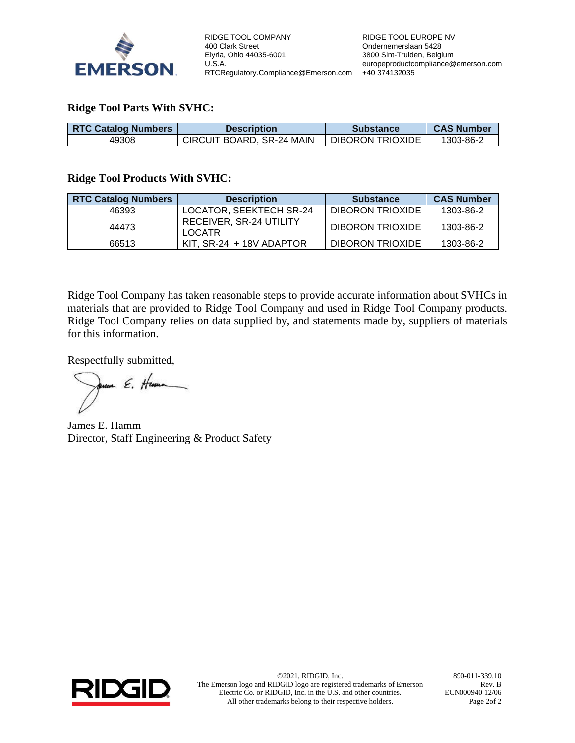RIDGE TOOL COMPANY
400 Clark Street
Elyria, Ohio 44035-6001
U.S.A.
RTCRegulatory.Compliance@Emerson.com

RIDGE TOOL EUROPE NV
Ondernemerslaan 5428
3800 Sint-Truiden, Belgium
europeproductcompliance@emerson.com
+40 374132035

## Ridge Tool Parts With SVHC:

| RTC Catalog Numbers | Description | Substance | CAS Number |
|---|---|---|---|
| 49308 | CIRCUIT BOARD, SR-24 MAIN | DIBORON TRIOXIDE | 1303-86-2 |

## Ridge Tool Products With SVHC:

| RTC Catalog Numbers | Description | Substance | CAS Number |
|---|---|---|---|
| 46393 | LOCATOR, SEEKTECH SR-24 | DIBORON TRIOXIDE | 1303-86-2 |
| 44473 | RECEIVER, SR-24 UTILITY LOCATR | DIBORON TRIOXIDE | 1303-86-2 |
| 66513 | KIT, SR-24 + 18V ADAPTOR | DIBORON TRIOXIDE | 1303-86-2 |

Ridge Tool Company has taken reasonable steps to provide accurate information about SVHCs in materials that are provided to Ridge Tool Company and used in Ridge Tool Company products. Ridge Tool Company relies on data supplied by, and statements made by, suppliers of materials for this information.

Respectfully submitted,

James E. Hamm
Director, Staff Engineering & Product Safety

©2021, RIDGID, Inc.
The Emerson logo and RIDGID logo are registered trademarks of Emerson Electric Co. or RIDGID, Inc. in the U.S. and other countries.
All other trademarks belong to their respective holders.

890-011-339.10
Rev. B
ECN000940 12/06